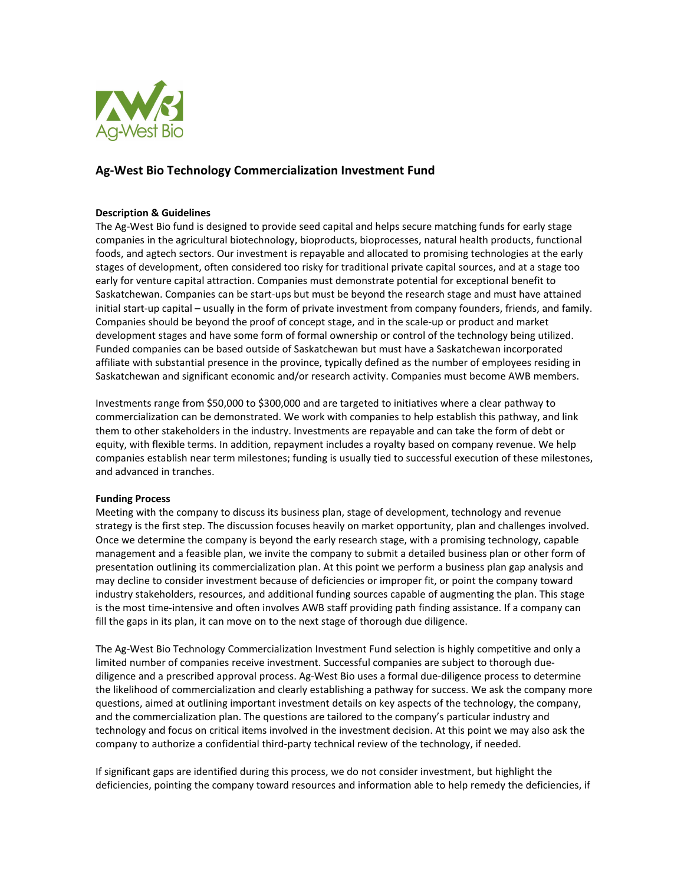# Ag-West Bio Technology Commercialization Investment Fund

### Description & Guidelines

The Ag-West Bio fund is designed to provide seed capital and helps secure matching funds for early stage companies in the agricultural biotechnology, bioproducts, bioprocesses, natural health products, functional foods, and agtech sectors. Our investment is repayable and allocated to promising technologies at the early stages of development, often considered too risky for traditional private capital sources, and at a stage too early for venture capital attraction. Companies must demonstrate potential for exceptional benefit to Saskatchewan. Companies can be start-ups but must be beyond the research stage and must have attained initial start-up capital – usually in the form of private investment from company founders, friends, and family. Companies should be beyond the proof of concept stage, and in the scale-up or product and market development stages and have some form of formal ownership or control of the technology being utilized. Funded companies can be based outside of Saskatchewan but must have a Saskatchewan incorporated affiliate with substantial presence in the province, typically defined as the number of employees residing in Saskatchewan and significant economic and/or research activity. Companies must become AWB members.

Investments range from $50,000 to $300,000 and are targeted to initiatives where a clear pathway to commercialization can be demonstrated. We work with companies to help establish this pathway, and link them to other stakeholders in the industry. Investments are repayable and can take the form of debt or equity, with flexible terms. In addition, repayment includes a royalty based on company revenue. We help companies establish near term milestones; funding is usually tied to successful execution of these milestones, and advanced in tranches.

### Funding Process

Meeting with the company to discuss its business plan, stage of development, technology and revenue strategy is the first step. The discussion focuses heavily on market opportunity, plan and challenges involved. Once we determine the company is beyond the early research stage, with a promising technology, capable management and a feasible plan, we invite the company to submit a detailed business plan or other form of presentation outlining its commercialization plan. At this point we perform a business plan gap analysis and may decline to consider investment because of deficiencies or improper fit, or point the company toward industry stakeholders, resources, and additional funding sources capable of augmenting the plan. This stage is the most time-intensive and often involves AWB staff providing path finding assistance. If a company can fill the gaps in its plan, it can move on to the next stage of thorough due diligence.

The Ag-West Bio Technology Commercialization Investment Fund selection is highly competitive and only a limited number of companies receive investment. Successful companies are subject to thorough due-diligence and a prescribed approval process. Ag-West Bio uses a formal due-diligence process to determine the likelihood of commercialization and clearly establishing a pathway for success. We ask the company more questions, aimed at outlining important investment details on key aspects of the technology, the company, and the commercialization plan. The questions are tailored to the company's particular industry and technology and focus on critical items involved in the investment decision. At this point we may also ask the company to authorize a confidential third-party technical review of the technology, if needed.

If significant gaps are identified during this process, we do not consider investment, but highlight the deficiencies, pointing the company toward resources and information able to help remedy the deficiencies, if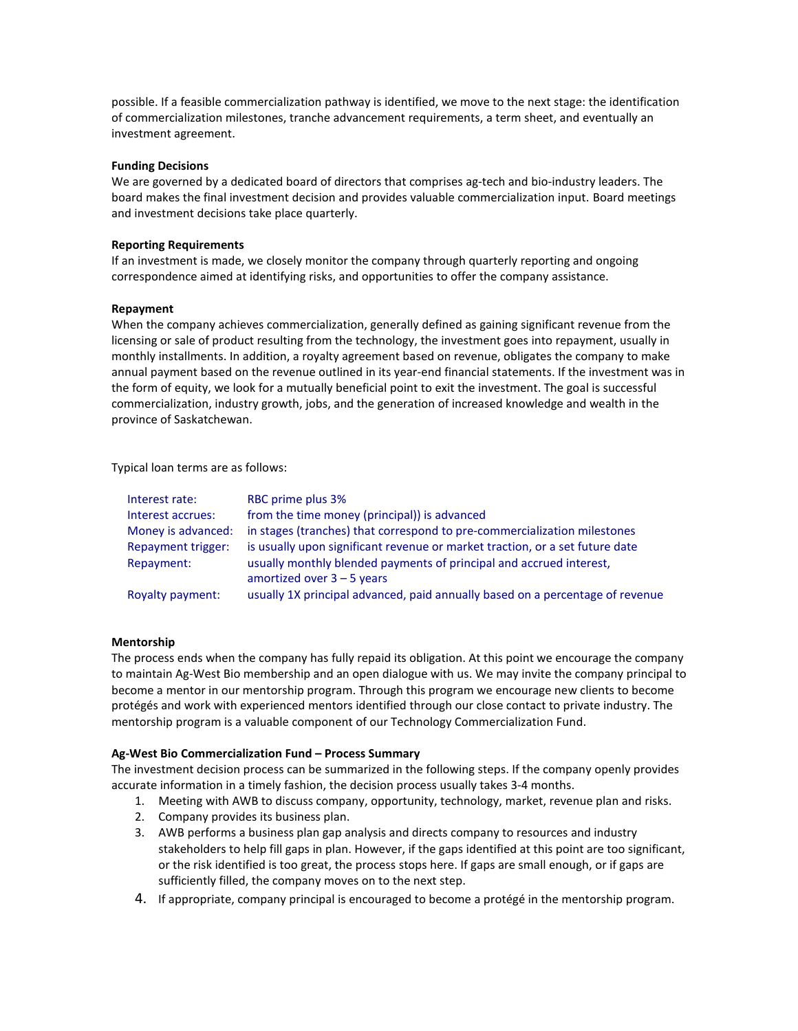possible. If a feasible commercialization pathway is identified, we move to the next stage: the identification of commercialization milestones, tranche advancement requirements, a term sheet, and eventually an investment agreement.

**Funding Decisions**

We are governed by a dedicated board of directors that comprises ag-tech and bio-industry leaders. The board makes the final investment decision and provides valuable commercialization input. Board meetings and investment decisions take place quarterly.

**Reporting Requirements**

If an investment is made, we closely monitor the company through quarterly reporting and ongoing correspondence aimed at identifying risks, and opportunities to offer the company assistance.

**Repayment**

When the company achieves commercialization, generally defined as gaining significant revenue from the licensing or sale of product resulting from the technology, the investment goes into repayment, usually in monthly installments. In addition, a royalty agreement based on revenue, obligates the company to make annual payment based on the revenue outlined in its year-end financial statements. If the investment was in the form of equity, we look for a mutually beneficial point to exit the investment. The goal is successful commercialization, industry growth, jobs, and the generation of increased knowledge and wealth in the province of Saskatchewan.

Typical loan terms are as follows:

| | |
|---|---|
| Interest rate: | RBC prime plus 3% |
| Interest accrues: | from the time money (principal)) is advanced |
| Money is advanced: | in stages (tranches) that correspond to pre-commercialization milestones |
| Repayment trigger: | is usually upon significant revenue or market traction, or a set future date |
| Repayment: | usually monthly blended payments of principal and accrued interest, amortized over 3 – 5 years |
| Royalty payment: | usually 1X principal advanced, paid annually based on a percentage of revenue |

**Mentorship**

The process ends when the company has fully repaid its obligation. At this point we encourage the company to maintain Ag-West Bio membership and an open dialogue with us. We may invite the company principal to become a mentor in our mentorship program. Through this program we encourage new clients to become protégés and work with experienced mentors identified through our close contact to private industry. The mentorship program is a valuable component of our Technology Commercialization Fund.

**Ag-West Bio Commercialization Fund – Process Summary**

The investment decision process can be summarized in the following steps. If the company openly provides accurate information in a timely fashion, the decision process usually takes 3-4 months.

1. Meeting with AWB to discuss company, opportunity, technology, market, revenue plan and risks.
2. Company provides its business plan.
3. AWB performs a business plan gap analysis and directs company to resources and industry stakeholders to help fill gaps in plan. However, if the gaps identified at this point are too significant, or the risk identified is too great, the process stops here. If gaps are small enough, or if gaps are sufficiently filled, the company moves on to the next step.
4. If appropriate, company principal is encouraged to become a protégé in the mentorship program.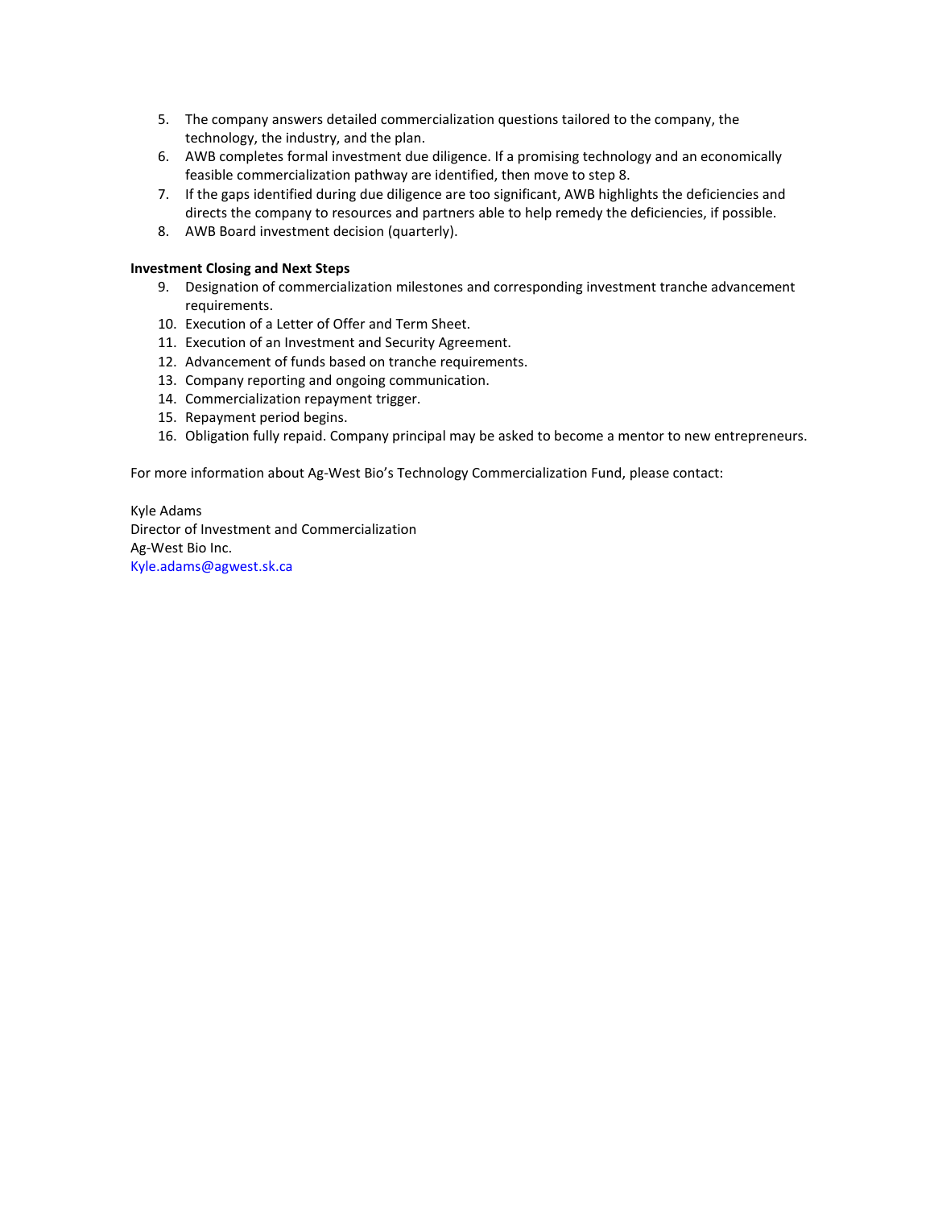5. The company answers detailed commercialization questions tailored to the company, the technology, the industry, and the plan.
6. AWB completes formal investment due diligence. If a promising technology and an economically feasible commercialization pathway are identified, then move to step 8.
7. If the gaps identified during due diligence are too significant, AWB highlights the deficiencies and directs the company to resources and partners able to help remedy the deficiencies, if possible.
8. AWB Board investment decision (quarterly).

**Investment Closing and Next Steps**

9. Designation of commercialization milestones and corresponding investment tranche advancement requirements.
10. Execution of a Letter of Offer and Term Sheet.
11. Execution of an Investment and Security Agreement.
12. Advancement of funds based on tranche requirements.
13. Company reporting and ongoing communication.
14. Commercialization repayment trigger.
15. Repayment period begins.
16. Obligation fully repaid. Company principal may be asked to become a mentor to new entrepreneurs.

For more information about Ag-West Bio's Technology Commercialization Fund, please contact:

Kyle Adams
Director of Investment and Commercialization
Ag-West Bio Inc.
Kyle.adams@agwest.sk.ca